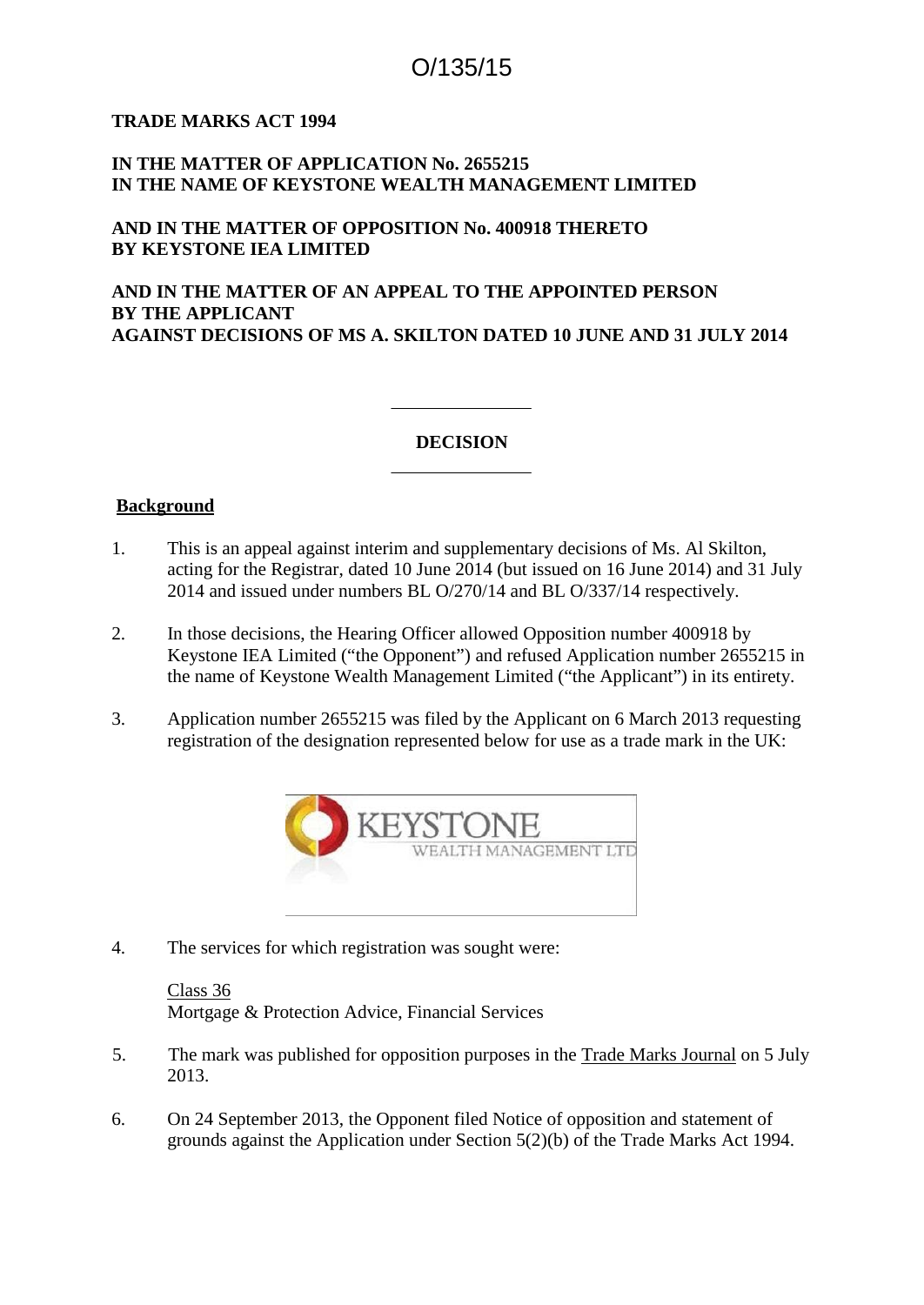O/135/15

**TRADE MARKS ACT 1994**

**IN THE MATTER OF APPLICATION No. 2655215**
**IN THE NAME OF KEYSTONE WEALTH MANAGEMENT LIMITED**

**AND IN THE MATTER OF OPPOSITION No. 400918 THERETO**
**BY KEYSTONE IEA LIMITED**

**AND IN THE MATTER OF AN APPEAL TO THE APPOINTED PERSON**
**BY THE APPLICANT**
**AGAINST DECISIONS OF MS A. SKILTON DATED 10 JUNE AND 31 JULY 2014**

---

**DECISION**

---

**Background**

1. This is an appeal against interim and supplementary decisions of Ms. Al Skilton, acting for the Registrar, dated 10 June 2014 (but issued on 16 June 2014) and 31 July 2014 and issued under numbers BL O/270/14 and BL O/337/14 respectively.

2. In those decisions, the Hearing Officer allowed Opposition number 400918 by Keystone IEA Limited ("the Opponent") and refused Application number 2655215 in the name of Keystone Wealth Management Limited ("the Applicant") in its entirety.

3. Application number 2655215 was filed by the Applicant on 6 March 2013 requesting registration of the designation represented below for use as a trade mark in the UK:

KEYSTONE
WEALTH MANAGEMENT LTD

4. The services for which registration was sought were:

   Class 36
   Mortgage & Protection Advice, Financial Services

5. The mark was published for opposition purposes in the Trade Marks Journal on 5 July 2013.

6. On 24 September 2013, the Opponent filed Notice of opposition and statement of grounds against the Application under Section 5(2)(b) of the Trade Marks Act 1994.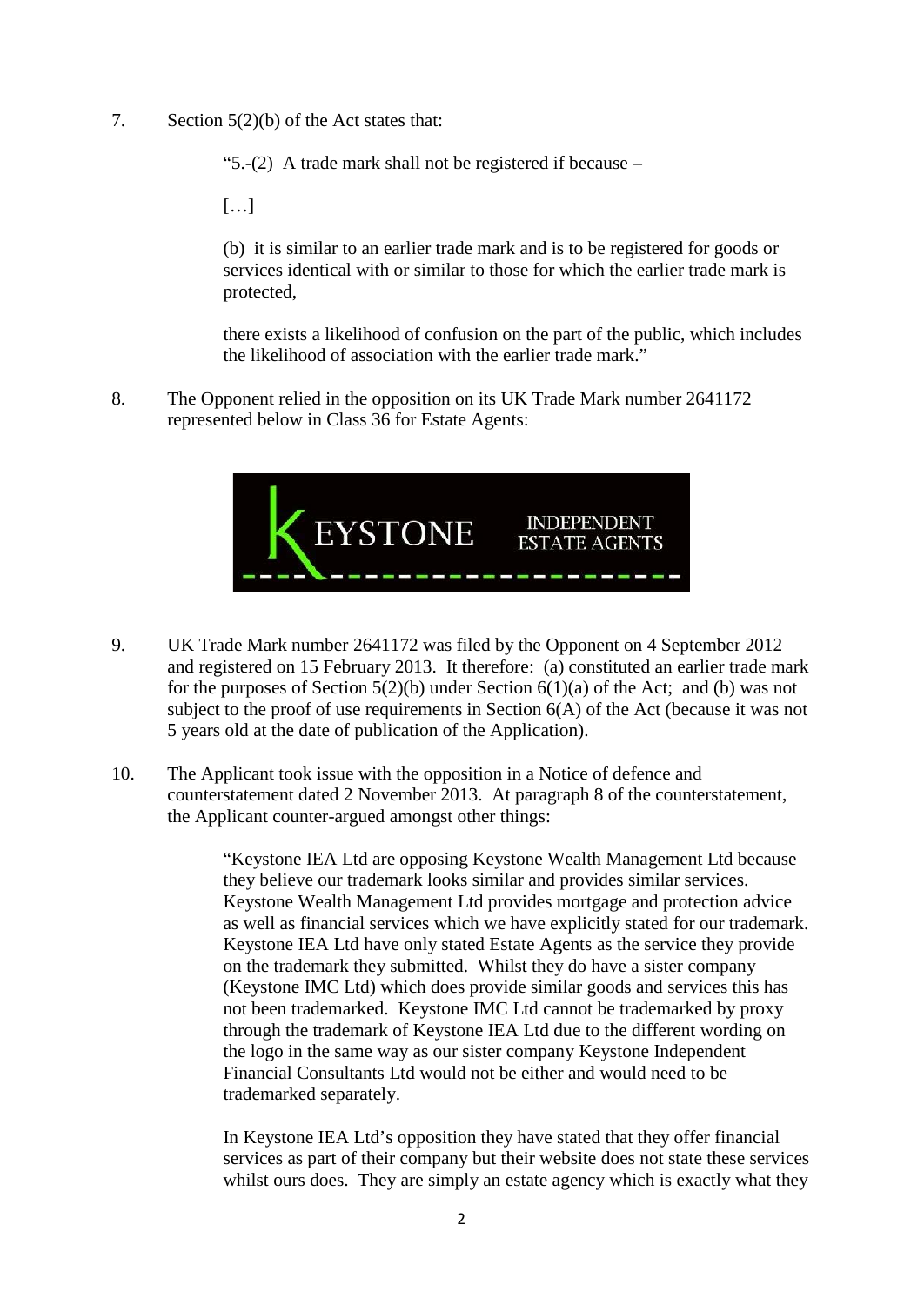7. Section 5(2)(b) of the Act states that:

   > "5.-(2) A trade mark shall not be registered if because –
   >
   > […]
   >
   > (b) it is similar to an earlier trade mark and is to be registered for goods or services identical with or similar to those for which the earlier trade mark is protected,
   >
   > there exists a likelihood of confusion on the part of the public, which includes the likelihood of association with the earlier trade mark."

8. The Opponent relied in the opposition on its UK Trade Mark number 2641172 represented below in Class 36 for Estate Agents:

9. UK Trade Mark number 2641172 was filed by the Opponent on 4 September 2012 and registered on 15 February 2013. It therefore: (a) constituted an earlier trade mark for the purposes of Section 5(2)(b) under Section 6(1)(a) of the Act; and (b) was not subject to the proof of use requirements in Section 6(A) of the Act (because it was not 5 years old at the date of publication of the Application).

10. The Applicant took issue with the opposition in a Notice of defence and counterstatement dated 2 November 2013. At paragraph 8 of the counterstatement, the Applicant counter-argued amongst other things:

    > "Keystone IEA Ltd are opposing Keystone Wealth Management Ltd because they believe our trademark looks similar and provides similar services. Keystone Wealth Management Ltd provides mortgage and protection advice as well as financial services which we have explicitly stated for our trademark. Keystone IEA Ltd have only stated Estate Agents as the service they provide on the trademark they submitted. Whilst they do have a sister company (Keystone IMC Ltd) which does provide similar goods and services this has not been trademarked. Keystone IMC Ltd cannot be trademarked by proxy through the trademark of Keystone IEA Ltd due to the different wording on the logo in the same way as our sister company Keystone Independent Financial Consultants Ltd would not be either and would need to be trademarked separately.
    >
    > In Keystone IEA Ltd's opposition they have stated that they offer financial services as part of their company but their website does not state these services whilst ours does. They are simply an estate agency which is exactly what they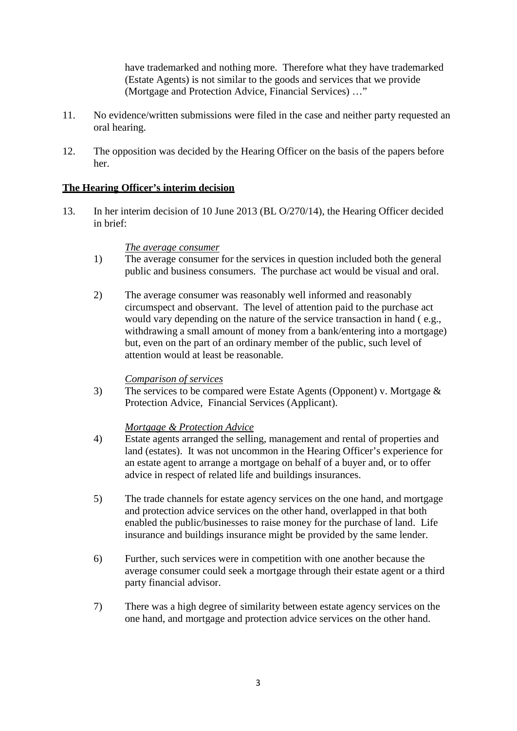have trademarked and nothing more. Therefore what they have trademarked (Estate Agents) is not similar to the goods and services that we provide (Mortgage and Protection Advice, Financial Services) …"

11. No evidence/written submissions were filed in the case and neither party requested an oral hearing.

12. The opposition was decided by the Hearing Officer on the basis of the papers before her.

## The Hearing Officer's interim decision

13. In her interim decision of 10 June 2013 (BL O/270/14), the Hearing Officer decided in brief:

*The average consumer*

1) The average consumer for the services in question included both the general public and business consumers. The purchase act would be visual and oral.

2) The average consumer was reasonably well informed and reasonably circumspect and observant. The level of attention paid to the purchase act would vary depending on the nature of the service transaction in hand ( e.g., withdrawing a small amount of money from a bank/entering into a mortgage) but, even on the part of an ordinary member of the public, such level of attention would at least be reasonable.

*Comparison of services*

3) The services to be compared were Estate Agents (Opponent) v. Mortgage & Protection Advice, Financial Services (Applicant).

*Mortgage & Protection Advice*

4) Estate agents arranged the selling, management and rental of properties and land (estates). It was not uncommon in the Hearing Officer's experience for an estate agent to arrange a mortgage on behalf of a buyer and, or to offer advice in respect of related life and buildings insurances.

5) The trade channels for estate agency services on the one hand, and mortgage and protection advice services on the other hand, overlapped in that both enabled the public/businesses to raise money for the purchase of land. Life insurance and buildings insurance might be provided by the same lender.

6) Further, such services were in competition with one another because the average consumer could seek a mortgage through their estate agent or a third party financial advisor.

7) There was a high degree of similarity between estate agency services on the one hand, and mortgage and protection advice services on the other hand.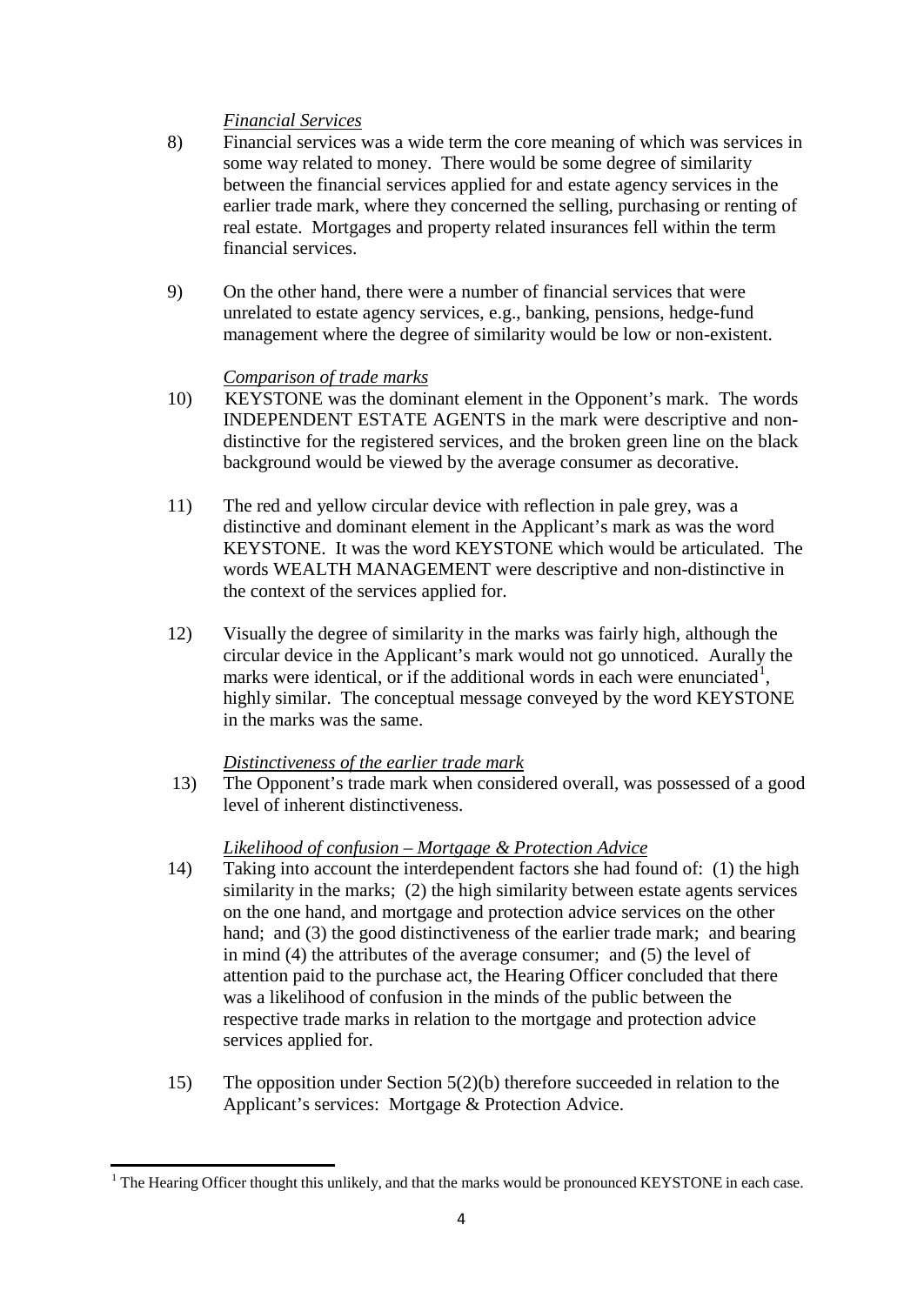*Financial Services*

8) Financial services was a wide term the core meaning of which was services in some way related to money. There would be some degree of similarity between the financial services applied for and estate agency services in the earlier trade mark, where they concerned the selling, purchasing or renting of real estate. Mortgages and property related insurances fell within the term financial services.

9) On the other hand, there were a number of financial services that were unrelated to estate agency services, e.g., banking, pensions, hedge-fund management where the degree of similarity would be low or non-existent.

*Comparison of trade marks*

10) KEYSTONE was the dominant element in the Opponent's mark. The words INDEPENDENT ESTATE AGENTS in the mark were descriptive and non-distinctive for the registered services, and the broken green line on the black background would be viewed by the average consumer as decorative.

11) The red and yellow circular device with reflection in pale grey, was a distinctive and dominant element in the Applicant's mark as was the word KEYSTONE. It was the word KEYSTONE which would be articulated. The words WEALTH MANAGEMENT were descriptive and non-distinctive in the context of the services applied for.

12) Visually the degree of similarity in the marks was fairly high, although the circular device in the Applicant's mark would not go unnoticed. Aurally the marks were identical, or if the additional words in each were enunciated[1], highly similar. The conceptual message conveyed by the word KEYSTONE in the marks was the same.

*Distinctiveness of the earlier trade mark*

13) The Opponent's trade mark when considered overall, was possessed of a good level of inherent distinctiveness.

*Likelihood of confusion – Mortgage & Protection Advice*

14) Taking into account the interdependent factors she had found of: (1) the high similarity in the marks; (2) the high similarity between estate agents services on the one hand, and mortgage and protection advice services on the other hand; and (3) the good distinctiveness of the earlier trade mark; and bearing in mind (4) the attributes of the average consumer; and (5) the level of attention paid to the purchase act, the Hearing Officer concluded that there was a likelihood of confusion in the minds of the public between the respective trade marks in relation to the mortgage and protection advice services applied for.

15) The opposition under Section 5(2)(b) therefore succeeded in relation to the Applicant's services: Mortgage & Protection Advice.

---

[1] The Hearing Officer thought this unlikely, and that the marks would be pronounced KEYSTONE in each case.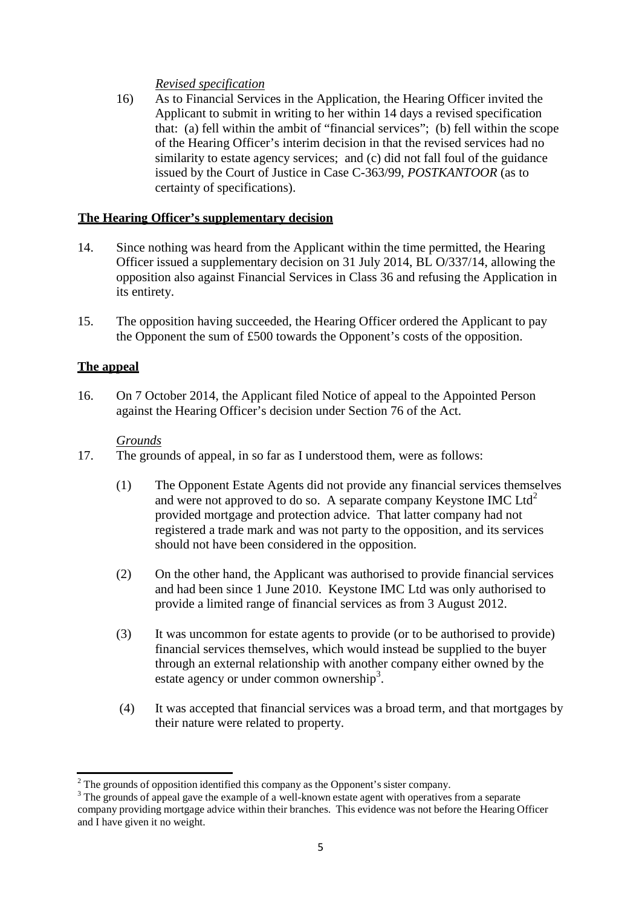*Revised specification*

16) As to Financial Services in the Application, the Hearing Officer invited the Applicant to submit in writing to her within 14 days a revised specification that: (a) fell within the ambit of "financial services"; (b) fell within the scope of the Hearing Officer's interim decision in that the revised services had no similarity to estate agency services; and (c) did not fall foul of the guidance issued by the Court of Justice in Case C-363/99, *POSTKANTOOR* (as to certainty of specifications).

## **The Hearing Officer's supplementary decision**

14. Since nothing was heard from the Applicant within the time permitted, the Hearing Officer issued a supplementary decision on 31 July 2014, BL O/337/14, allowing the opposition also against Financial Services in Class 36 and refusing the Application in its entirety.

15. The opposition having succeeded, the Hearing Officer ordered the Applicant to pay the Opponent the sum of £500 towards the Opponent's costs of the opposition.

## **The appeal**

16. On 7 October 2014, the Applicant filed Notice of appeal to the Appointed Person against the Hearing Officer's decision under Section 76 of the Act.

*Grounds*

17. The grounds of appeal, in so far as I understood them, were as follows:

    (1) The Opponent Estate Agents did not provide any financial services themselves and were not approved to do so. A separate company Keystone IMC Ltd[2] provided mortgage and protection advice. That latter company had not registered a trade mark and was not party to the opposition, and its services should not have been considered in the opposition.

    (2) On the other hand, the Applicant was authorised to provide financial services and had been since 1 June 2010. Keystone IMC Ltd was only authorised to provide a limited range of financial services as from 3 August 2012.

    (3) It was uncommon for estate agents to provide (or to be authorised to provide) financial services themselves, which would instead be supplied to the buyer through an external relationship with another company either owned by the estate agency or under common ownership[3].

    (4) It was accepted that financial services was a broad term, and that mortgages by their nature were related to property.

---

[2] The grounds of opposition identified this company as the Opponent's sister company.

[3] The grounds of appeal gave the example of a well-known estate agent with operatives from a separate company providing mortgage advice within their branches. This evidence was not before the Hearing Officer and I have given it no weight.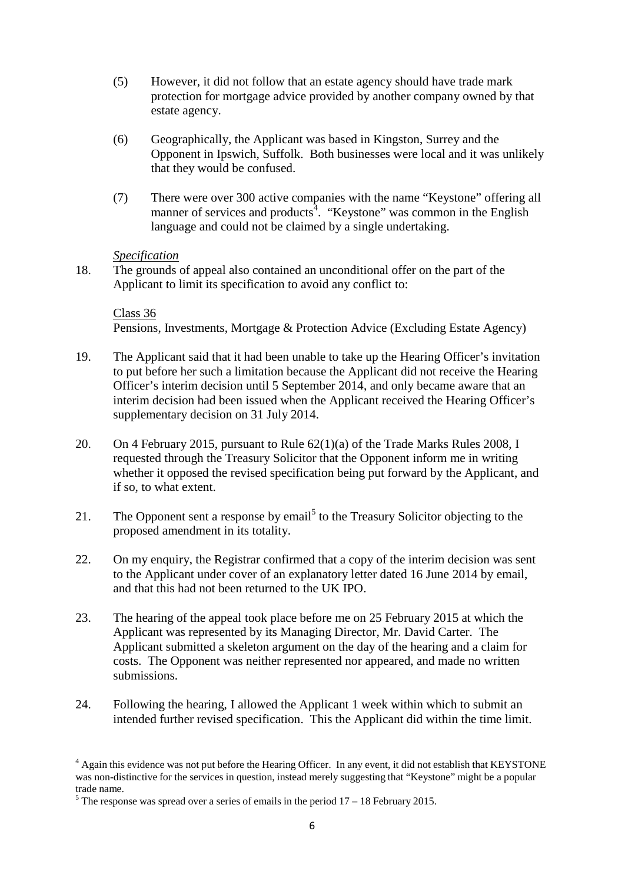(5) However, it did not follow that an estate agency should have trade mark protection for mortgage advice provided by another company owned by that estate agency.

(6) Geographically, the Applicant was based in Kingston, Surrey and the Opponent in Ipswich, Suffolk. Both businesses were local and it was unlikely that they would be confused.

(7) There were over 300 active companies with the name "Keystone" offering all manner of services and products[4]. "Keystone" was common in the English language and could not be claimed by a single undertaking.

*Specification*

18. The grounds of appeal also contained an unconditional offer on the part of the Applicant to limit its specification to avoid any conflict to:

<u>Class 36</u>
Pensions, Investments, Mortgage & Protection Advice (Excluding Estate Agency)

19. The Applicant said that it had been unable to take up the Hearing Officer's invitation to put before her such a limitation because the Applicant did not receive the Hearing Officer's interim decision until 5 September 2014, and only became aware that an interim decision had been issued when the Applicant received the Hearing Officer's supplementary decision on 31 July 2014.

20. On 4 February 2015, pursuant to Rule 62(1)(a) of the Trade Marks Rules 2008, I requested through the Treasury Solicitor that the Opponent inform me in writing whether it opposed the revised specification being put forward by the Applicant, and if so, to what extent.

21. The Opponent sent a response by email[5] to the Treasury Solicitor objecting to the proposed amendment in its totality.

22. On my enquiry, the Registrar confirmed that a copy of the interim decision was sent to the Applicant under cover of an explanatory letter dated 16 June 2014 by email, and that this had not been returned to the UK IPO.

23. The hearing of the appeal took place before me on 25 February 2015 at which the Applicant was represented by its Managing Director, Mr. David Carter. The Applicant submitted a skeleton argument on the day of the hearing and a claim for costs. The Opponent was neither represented nor appeared, and made no written submissions.

24. Following the hearing, I allowed the Applicant 1 week within which to submit an intended further revised specification. This the Applicant did within the time limit.

---

[4] Again this evidence was not put before the Hearing Officer. In any event, it did not establish that KEYSTONE was non-distinctive for the services in question, instead merely suggesting that "Keystone" might be a popular trade name.

[5] The response was spread over a series of emails in the period 17 – 18 February 2015.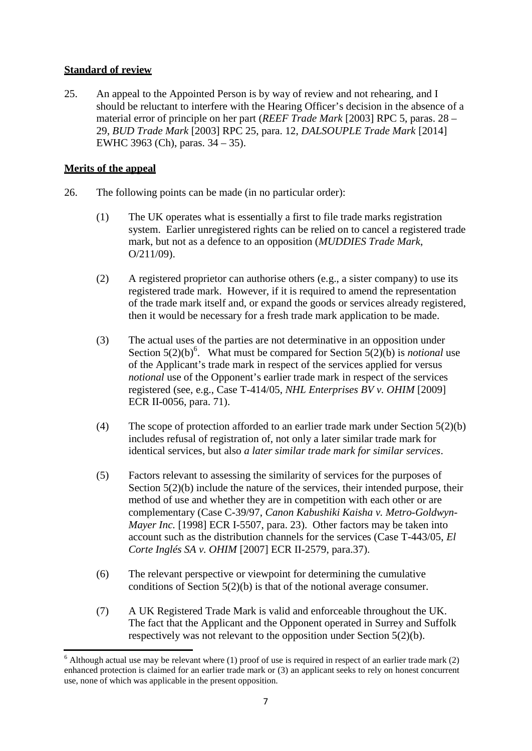**Standard of review**

25. An appeal to the Appointed Person is by way of review and not rehearing, and I should be reluctant to interfere with the Hearing Officer's decision in the absence of a material error of principle on her part (*REEF Trade Mark* [2003] RPC 5, paras. 28 – 29, *BUD Trade Mark* [2003] RPC 25, para. 12, *DALSOUPLE Trade Mark* [2014] EWHC 3963 (Ch), paras. 34 – 35).

**Merits of the appeal**

26. The following points can be made (in no particular order):

    (1) The UK operates what is essentially a first to file trade marks registration system. Earlier unregistered rights can be relied on to cancel a registered trade mark, but not as a defence to an opposition (*MUDDIES Trade Mark*, O/211/09).

    (2) A registered proprietor can authorise others (e.g., a sister company) to use its registered trade mark. However, if it is required to amend the representation of the trade mark itself and, or expand the goods or services already registered, then it would be necessary for a fresh trade mark application to be made.

    (3) The actual uses of the parties are not determinative in an opposition under Section 5(2)(b)[6]. What must be compared for Section 5(2)(b) is *notional* use of the Applicant's trade mark in respect of the services applied for versus *notional* use of the Opponent's earlier trade mark in respect of the services registered (see, e.g., Case T-414/05, *NHL Enterprises BV v. OHIM* [2009] ECR II-0056, para. 71).

    (4) The scope of protection afforded to an earlier trade mark under Section 5(2)(b) includes refusal of registration of, not only a later similar trade mark for identical services, but also *a later similar trade mark for similar services*.

    (5) Factors relevant to assessing the similarity of services for the purposes of Section 5(2)(b) include the nature of the services, their intended purpose, their method of use and whether they are in competition with each other or are complementary (Case C-39/97, *Canon Kabushiki Kaisha v. Metro-Goldwyn-Mayer Inc.* [1998] ECR I-5507, para. 23). Other factors may be taken into account such as the distribution channels for the services (Case T-443/05, *El Corte Inglés SA v. OHIM* [2007] ECR II-2579, para.37).

    (6) The relevant perspective or viewpoint for determining the cumulative conditions of Section 5(2)(b) is that of the notional average consumer.

    (7) A UK Registered Trade Mark is valid and enforceable throughout the UK. The fact that the Applicant and the Opponent operated in Surrey and Suffolk respectively was not relevant to the opposition under Section 5(2)(b).

---

[6] Although actual use may be relevant where (1) proof of use is required in respect of an earlier trade mark (2) enhanced protection is claimed for an earlier trade mark or (3) an applicant seeks to rely on honest concurrent use, none of which was applicable in the present opposition.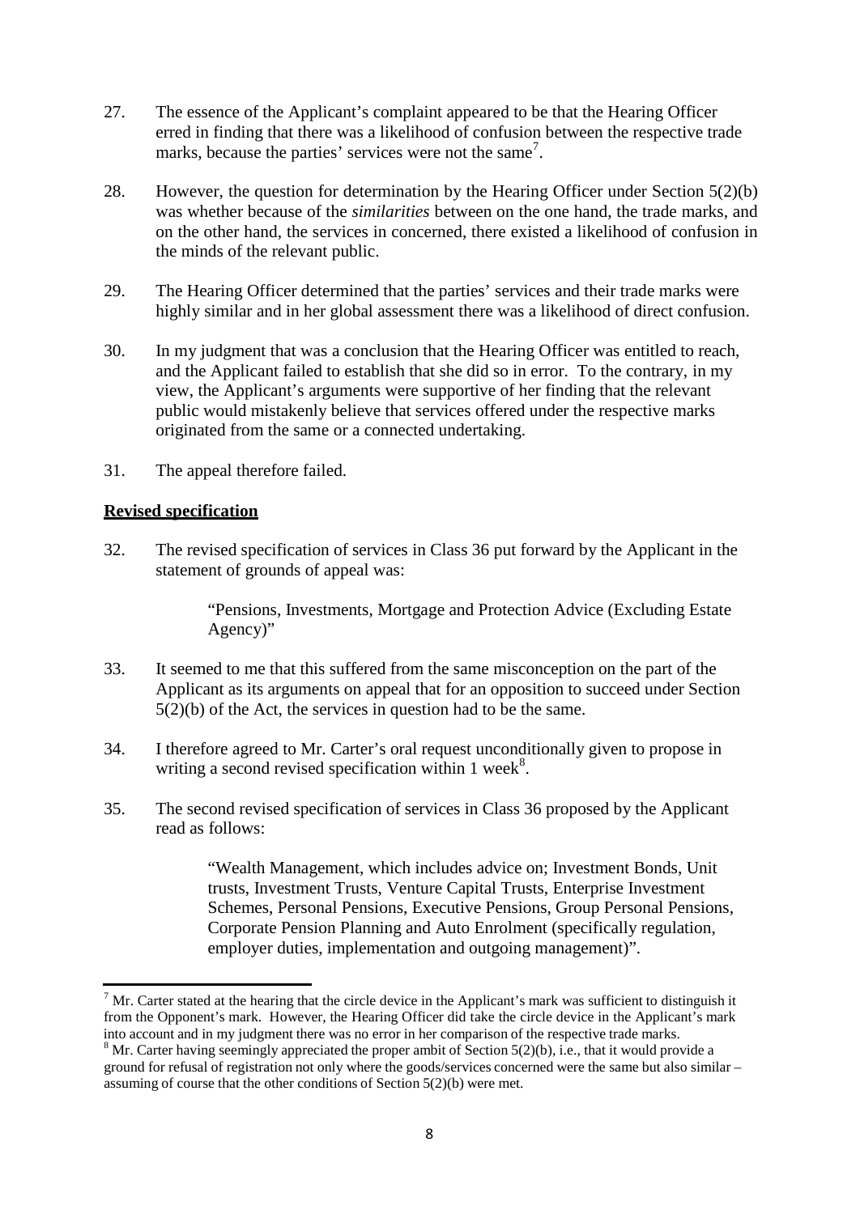27. The essence of the Applicant's complaint appeared to be that the Hearing Officer erred in finding that there was a likelihood of confusion between the respective trade marks, because the parties' services were not the same[7].

28. However, the question for determination by the Hearing Officer under Section 5(2)(b) was whether because of the *similarities* between on the one hand, the trade marks, and on the other hand, the services in concerned, there existed a likelihood of confusion in the minds of the relevant public.

29. The Hearing Officer determined that the parties' services and their trade marks were highly similar and in her global assessment there was a likelihood of direct confusion.

30. In my judgment that was a conclusion that the Hearing Officer was entitled to reach, and the Applicant failed to establish that she did so in error. To the contrary, in my view, the Applicant's arguments were supportive of her finding that the relevant public would mistakenly believe that services offered under the respective marks originated from the same or a connected undertaking.

31. The appeal therefore failed.

**Revised specification**

32. The revised specification of services in Class 36 put forward by the Applicant in the statement of grounds of appeal was:

> "Pensions, Investments, Mortgage and Protection Advice (Excluding Estate Agency)"

33. It seemed to me that this suffered from the same misconception on the part of the Applicant as its arguments on appeal that for an opposition to succeed under Section 5(2)(b) of the Act, the services in question had to be the same.

34. I therefore agreed to Mr. Carter's oral request unconditionally given to propose in writing a second revised specification within 1 week[8].

35. The second revised specification of services in Class 36 proposed by the Applicant read as follows:

> "Wealth Management, which includes advice on; Investment Bonds, Unit trusts, Investment Trusts, Venture Capital Trusts, Enterprise Investment Schemes, Personal Pensions, Executive Pensions, Group Personal Pensions, Corporate Pension Planning and Auto Enrolment (specifically regulation, employer duties, implementation and outgoing management)".

---

[7] Mr. Carter stated at the hearing that the circle device in the Applicant's mark was sufficient to distinguish it from the Opponent's mark. However, the Hearing Officer did take the circle device in the Applicant's mark into account and in my judgment there was no error in her comparison of the respective trade marks.

[8] Mr. Carter having seemingly appreciated the proper ambit of Section 5(2)(b), i.e., that it would provide a ground for refusal of registration not only where the goods/services concerned were the same but also similar – assuming of course that the other conditions of Section 5(2)(b) were met.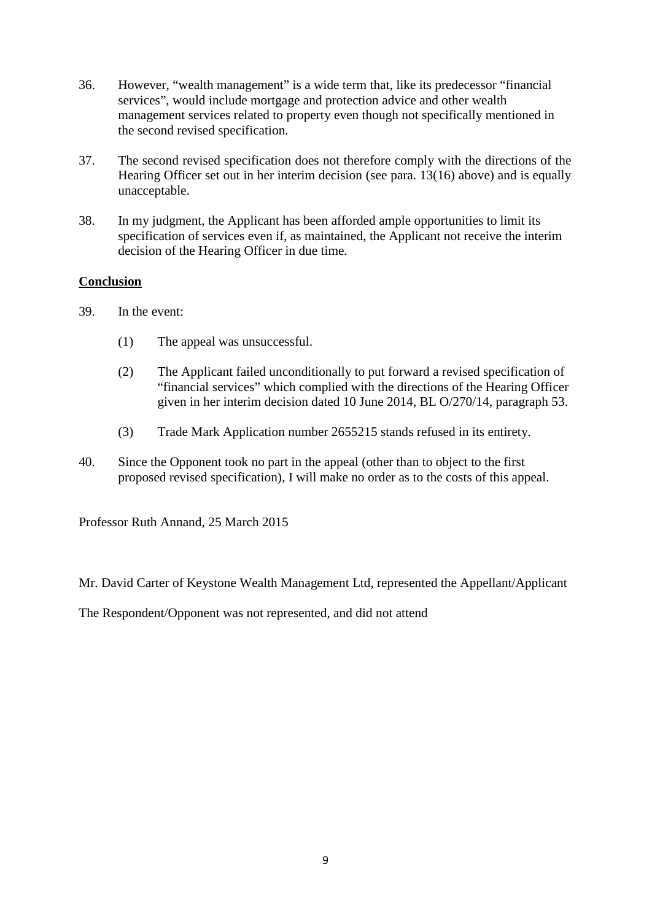36. However, "wealth management" is a wide term that, like its predecessor "financial services", would include mortgage and protection advice and other wealth management services related to property even though not specifically mentioned in the second revised specification.

37. The second revised specification does not therefore comply with the directions of the Hearing Officer set out in her interim decision (see para. 13(16) above) and is equally unacceptable.

38. In my judgment, the Applicant has been afforded ample opportunities to limit its specification of services even if, as maintained, the Applicant not receive the interim decision of the Hearing Officer in due time.

**Conclusion**

39. In the event:

    (1) The appeal was unsuccessful.

    (2) The Applicant failed unconditionally to put forward a revised specification of "financial services" which complied with the directions of the Hearing Officer given in her interim decision dated 10 June 2014, BL O/270/14, paragraph 53.

    (3) Trade Mark Application number 2655215 stands refused in its entirety.

40. Since the Opponent took no part in the appeal (other than to object to the first proposed revised specification), I will make no order as to the costs of this appeal.

Professor Ruth Annand, 25 March 2015

Mr. David Carter of Keystone Wealth Management Ltd, represented the Appellant/Applicant

The Respondent/Opponent was not represented, and did not attend